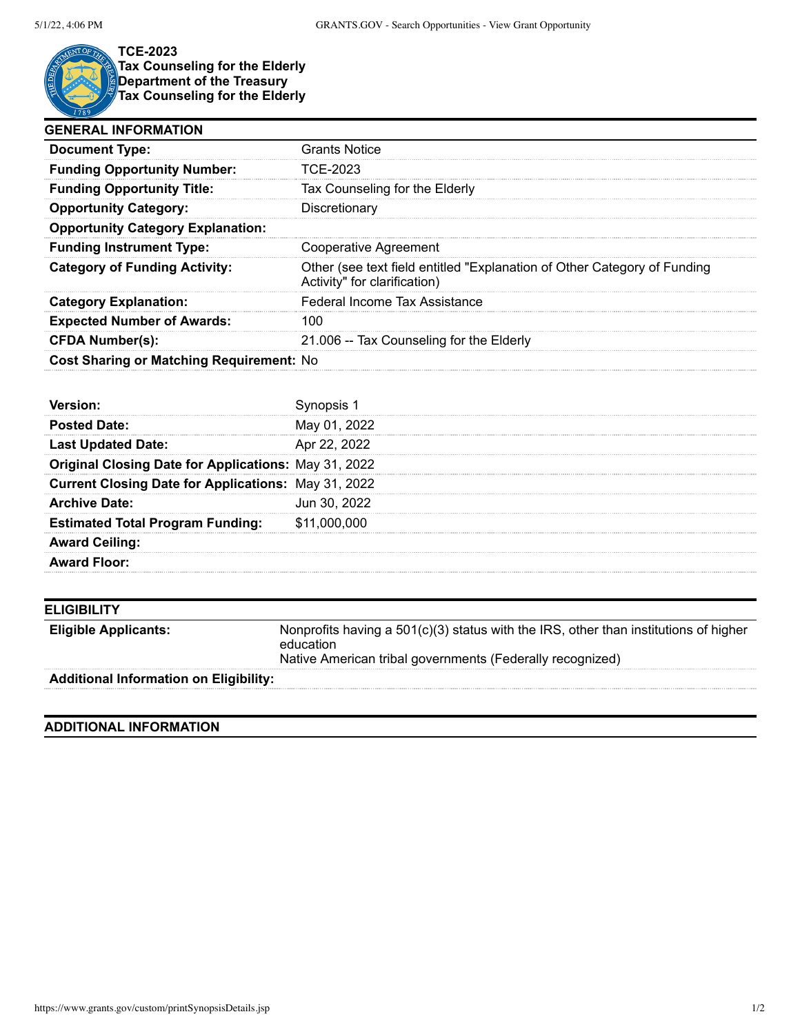**TCE-2023**
**Tax Counseling for the Elderly**
**Department of the Treasury**
**Tax Counseling for the Elderly**

## GENERAL INFORMATION

| | |
|---|---|
| **Document Type:** | Grants Notice |
| **Funding Opportunity Number:** | TCE-2023 |
| **Funding Opportunity Title:** | Tax Counseling for the Elderly |
| **Opportunity Category:** | Discretionary |
| **Opportunity Category Explanation:** | |
| **Funding Instrument Type:** | Cooperative Agreement |
| **Category of Funding Activity:** | Other (see text field entitled "Explanation of Other Category of Funding Activity" for clarification) |
| **Category Explanation:** | Federal Income Tax Assistance |
| **Expected Number of Awards:** | 100 |
| **CFDA Number(s):** | 21.006 -- Tax Counseling for the Elderly |
| **Cost Sharing or Matching Requirement:** | No |

| | |
|---|---|
| **Version:** | Synopsis 1 |
| **Posted Date:** | May 01, 2022 |
| **Last Updated Date:** | Apr 22, 2022 |
| **Original Closing Date for Applications:** | May 31, 2022 |
| **Current Closing Date for Applications:** | May 31, 2022 |
| **Archive Date:** | Jun 30, 2022 |
| **Estimated Total Program Funding:** | $11,000,000 |
| **Award Ceiling:** | |
| **Award Floor:** | |

## ELIGIBILITY

| | |
|---|---|
| **Eligible Applicants:** | Nonprofits having a 501(c)(3) status with the IRS, other than institutions of higher education<br>Native American tribal governments (Federally recognized) |
| **Additional Information on Eligibility:** | |

## ADDITIONAL INFORMATION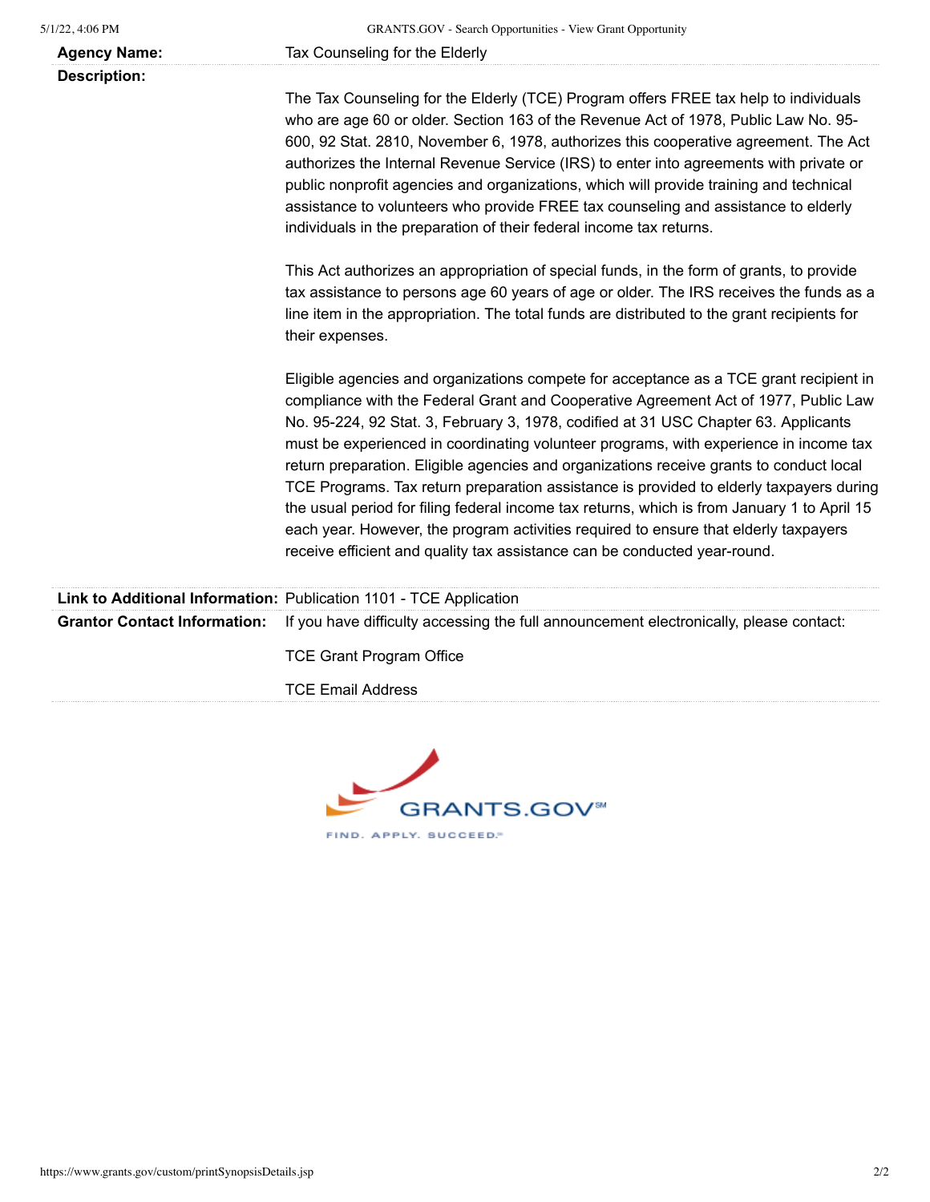**Agency Name:** Tax Counseling for the Elderly

**Description:**

The Tax Counseling for the Elderly (TCE) Program offers FREE tax help to individuals who are age 60 or older. Section 163 of the Revenue Act of 1978, Public Law No. 95-600, 92 Stat. 2810, November 6, 1978, authorizes this cooperative agreement. The Act authorizes the Internal Revenue Service (IRS) to enter into agreements with private or public nonprofit agencies and organizations, which will provide training and technical assistance to volunteers who provide FREE tax counseling and assistance to elderly individuals in the preparation of their federal income tax returns.

This Act authorizes an appropriation of special funds, in the form of grants, to provide tax assistance to persons age 60 years of age or older. The IRS receives the funds as a line item in the appropriation. The total funds are distributed to the grant recipients for their expenses.

Eligible agencies and organizations compete for acceptance as a TCE grant recipient in compliance with the Federal Grant and Cooperative Agreement Act of 1977, Public Law No. 95-224, 92 Stat. 3, February 3, 1978, codified at 31 USC Chapter 63. Applicants must be experienced in coordinating volunteer programs, with experience in income tax return preparation. Eligible agencies and organizations receive grants to conduct local TCE Programs. Tax return preparation assistance is provided to elderly taxpayers during the usual period for filing federal income tax returns, which is from January 1 to April 15 each year. However, the program activities required to ensure that elderly taxpayers receive efficient and quality tax assistance can be conducted year-round.

**Link to Additional Information:** Publication 1101 - TCE Application

**Grantor Contact Information:** If you have difficulty accessing the full announcement electronically, please contact:

TCE Grant Program Office

TCE Email Address

GRANTS.GOV℠

FIND. APPLY. SUCCEED.℠